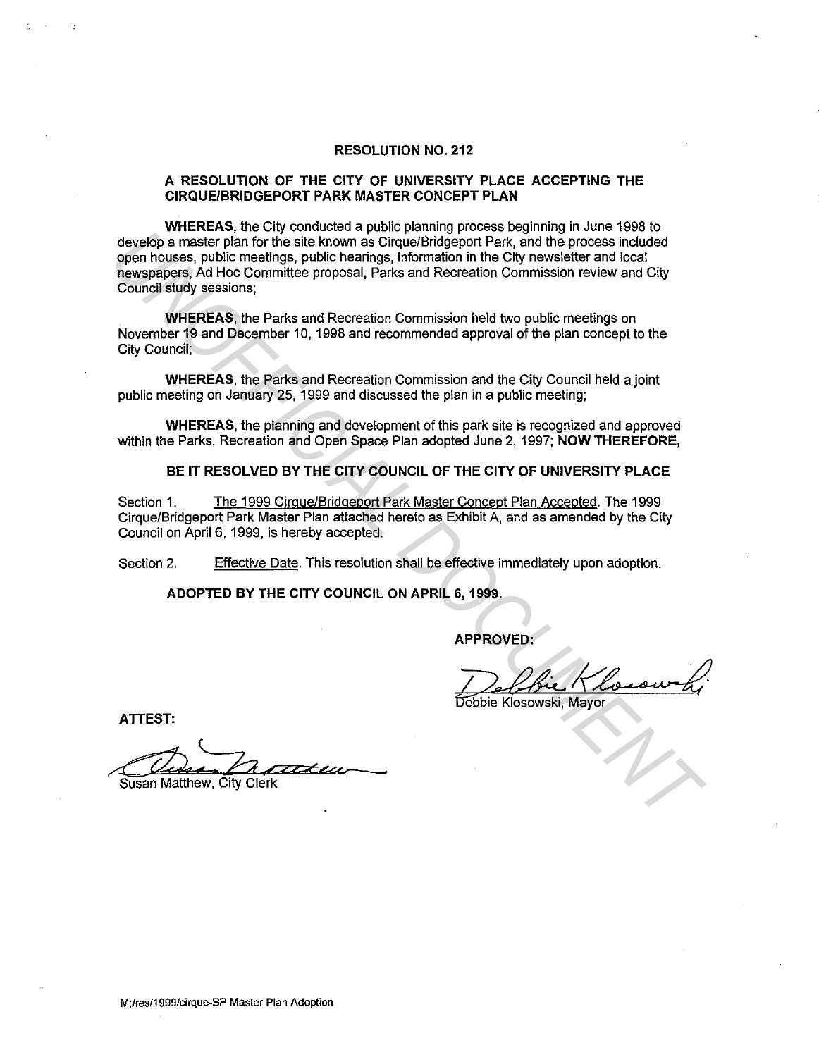# RESOLUTION NO. 212

## A RESOLUTION OF THE CITY OF UNIVERSITY PLACE ACCEPTING THE CIRQUE/BRIDGEPORT PARK MASTER CONCEPT PLAN

**WHEREAS**, the City conducted a public planning process beginning in June 1998 to develop a master plan for the site known as Cirque/Bridgeport Park, and the process included open houses, public meetings, public hearings, information in the City newsletter and local newspapers, Ad Hoc Committee proposal, Parks and Recreation Commission review and City Council study sessions;

**WHEREAS**, the Parks and Recreation Commission held two public meetings on November 19 and December 10, 1998 and recommended approval of the plan concept to the City Council;

**WHEREAS**, the Parks and Recreation Commission and the City Council held a joint public meeting on January 25, 1999 and discussed the plan in a public meeting;

**WHEREAS**, the planning and development of this park site is recognized and approved within the Parks, Recreation and Open Space Plan adopted June 2, 1997; **NOW THEREFORE,**

**BE IT RESOLVED BY THE CITY COUNCIL OF THE CITY OF UNIVERSITY PLACE**

Section 1. The 1999 Cirque/Bridgeport Park Master Concept Plan Accepted. The 1999 Cirque/Bridgeport Park Master Plan attached hereto as Exhibit A, and as amended by the City Council on April 6, 1999, is hereby accepted.

Section 2. Effective Date. This resolution shall be effective immediately upon adoption.

**ADOPTED BY THE CITY COUNCIL ON APRIL 6, 1999.**

**APPROVED:**

Debbie Klosowski, Mayor

**ATTEST:**

Susan Matthew, City Clerk

M:/res/1999/cirque-BP Master Plan Adoption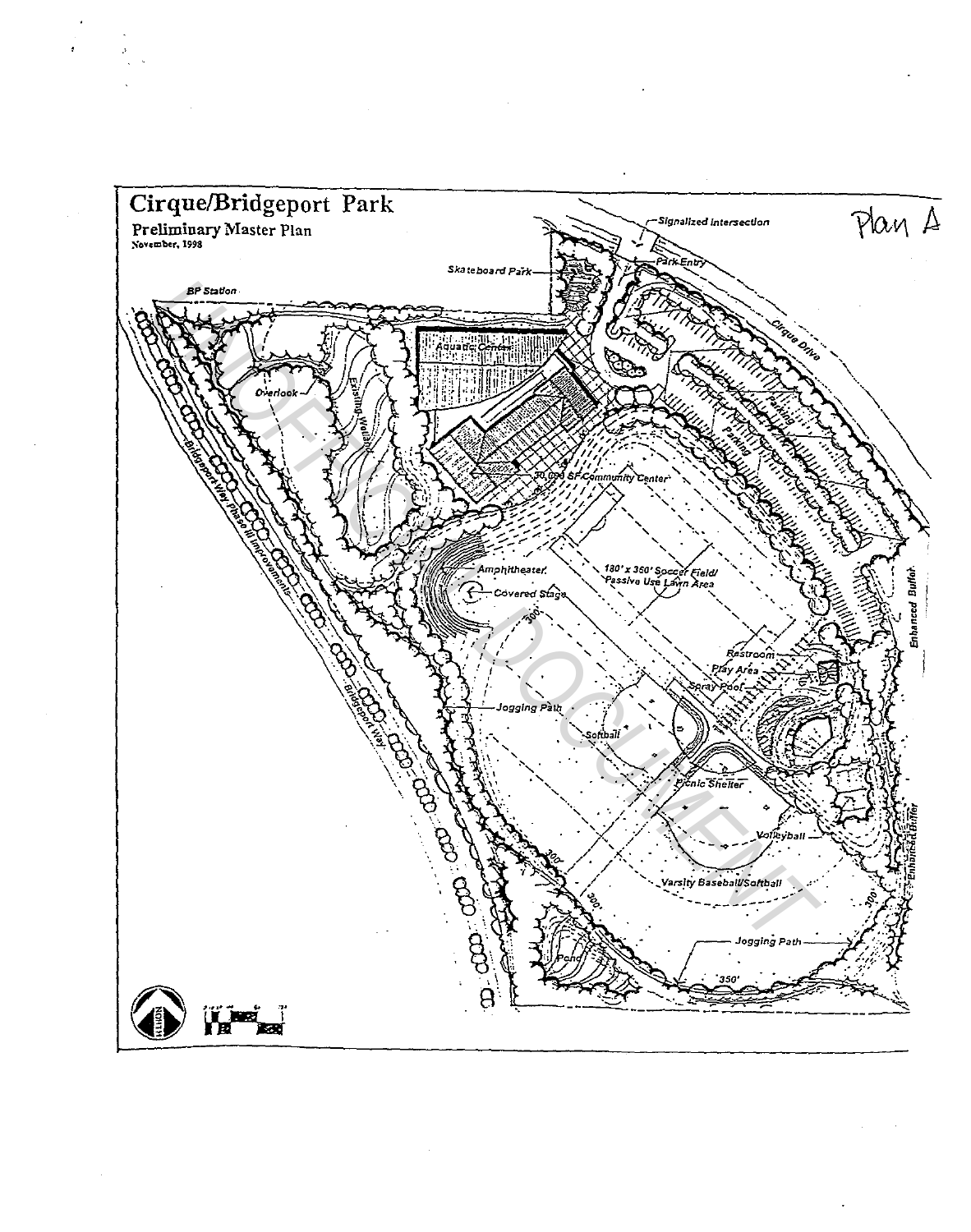# Cirque/Bridgeport Park

**Preliminary Master Plan**

November, 1998

Plan A

Signalized Intersection

Park Entry

Skateboard Park

BP Station

Cirque Drive

Aquatic Center

Overlook

Existing Wetland

30,000 SF Community Center

Parking

Parking

Bridgeport Way Phase III Improvements

Amphitheater

Covered Stage

180' x 350' Soccer Field/ Passive Use Lawn Area

Enhanced Buffer

Restroom

Play Area

Spray Pool

Jogging Path

Softball

Bridgeport Way

Picnic Shelter

Enhanced Buffer

Volleyball

Varsity Baseball/Softball

300'

300'

300'

300'

Jogging Path

Pond

350'

NORTH

UNOFFICIAL DOCUMENT